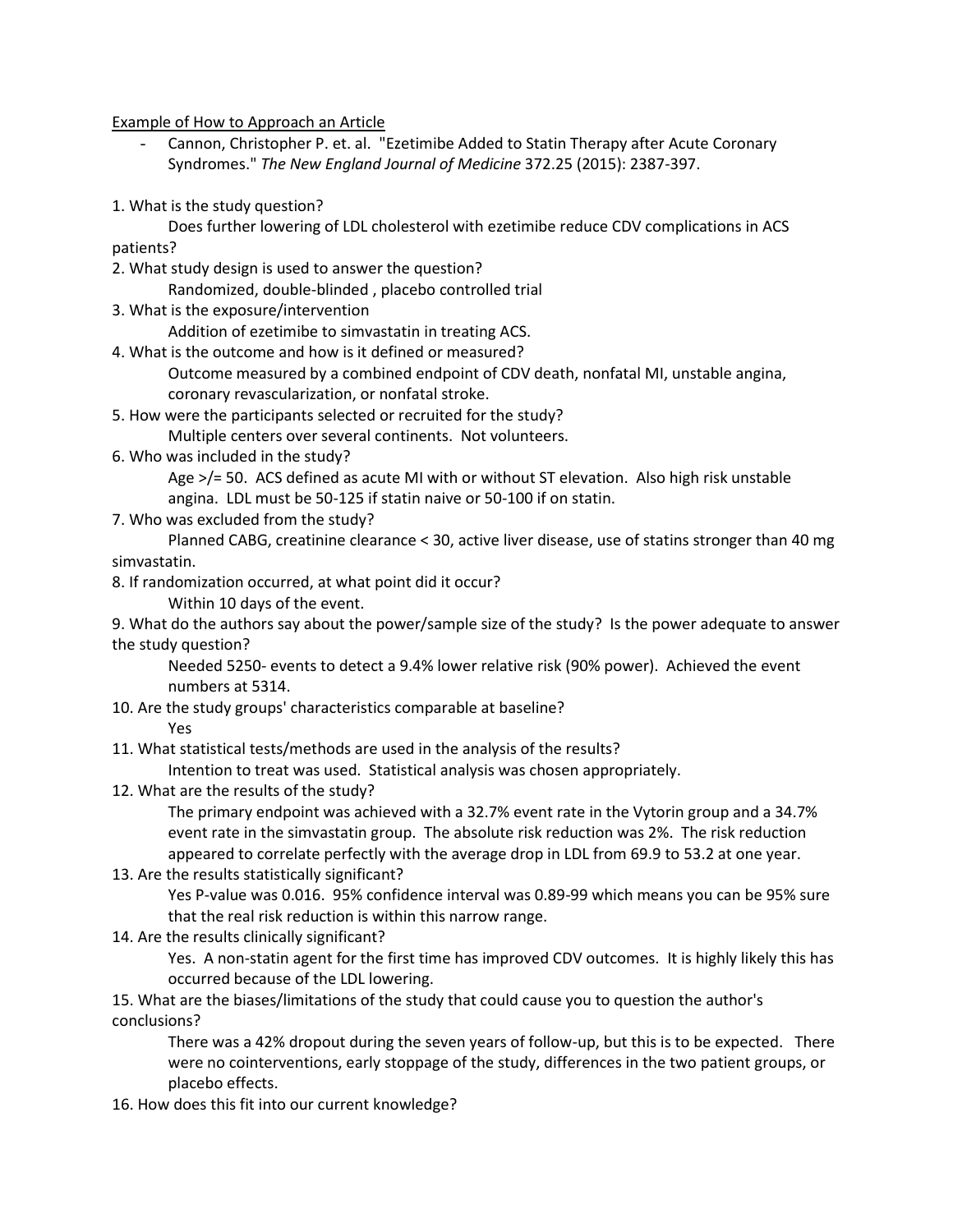<u>Example of How to Approach an Article</u>

- Cannon, Christopher P. et. al. "Ezetimibe Added to Statin Therapy after Acute Coronary Syndromes." *The New England Journal of Medicine* 372.25 (2015): 2387-397.

1. What is the study question?

    Does further lowering of LDL cholesterol with ezetimibe reduce CDV complications in ACS patients?

2. What study design is used to answer the question?

    Randomized, double-blinded , placebo controlled trial

3. What is the exposure/intervention

    Addition of ezetimibe to simvastatin in treating ACS.

4. What is the outcome and how is it defined or measured?

    Outcome measured by a combined endpoint of CDV death, nonfatal MI, unstable angina, coronary revascularization, or nonfatal stroke.

5. How were the participants selected or recruited for the study?

    Multiple centers over several continents. Not volunteers.

6. Who was included in the study?

    Age >/= 50. ACS defined as acute MI with or without ST elevation. Also high risk unstable angina. LDL must be 50-125 if statin naive or 50-100 if on statin.

7. Who was excluded from the study?

    Planned CABG, creatinine clearance < 30, active liver disease, use of statins stronger than 40 mg simvastatin.

8. If randomization occurred, at what point did it occur?

    Within 10 days of the event.

9. What do the authors say about the power/sample size of the study? Is the power adequate to answer the study question?

    Needed 5250- events to detect a 9.4% lower relative risk (90% power). Achieved the event numbers at 5314.

10. Are the study groups' characteristics comparable at baseline?

    Yes

11. What statistical tests/methods are used in the analysis of the results?

    Intention to treat was used. Statistical analysis was chosen appropriately.

12. What are the results of the study?

    The primary endpoint was achieved with a 32.7% event rate in the Vytorin group and a 34.7% event rate in the simvastatin group. The absolute risk reduction was 2%. The risk reduction appeared to correlate perfectly with the average drop in LDL from 69.9 to 53.2 at one year.

13. Are the results statistically significant?

    Yes P-value was 0.016. 95% confidence interval was 0.89-99 which means you can be 95% sure that the real risk reduction is within this narrow range.

14. Are the results clinically significant?

    Yes. A non-statin agent for the first time has improved CDV outcomes. It is highly likely this has occurred because of the LDL lowering.

15. What are the biases/limitations of the study that could cause you to question the author's conclusions?

    There was a 42% dropout during the seven years of follow-up, but this is to be expected. There were no cointerventions, early stoppage of the study, differences in the two patient groups, or placebo effects.

16. How does this fit into our current knowledge?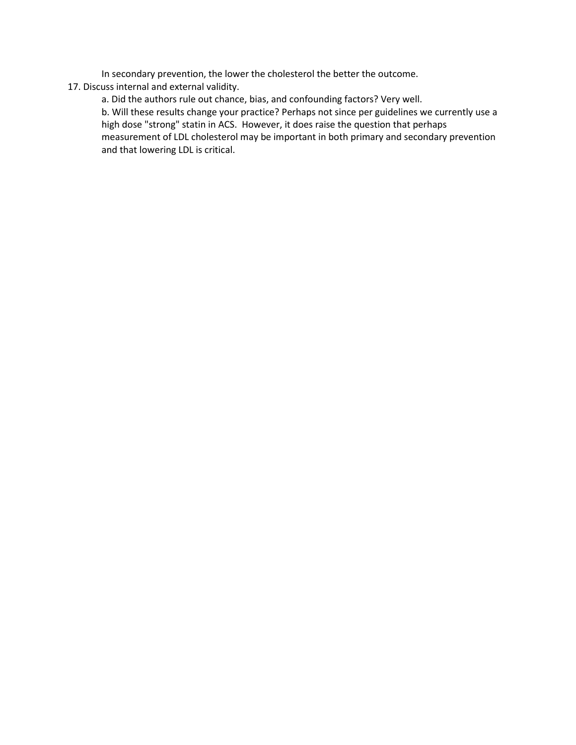In secondary prevention, the lower the cholesterol the better the outcome.

17. Discuss internal and external validity.
    a. Did the authors rule out chance, bias, and confounding factors? Very well.
    b. Will these results change your practice? Perhaps not since per guidelines we currently use a high dose "strong" statin in ACS. However, it does raise the question that perhaps measurement of LDL cholesterol may be important in both primary and secondary prevention and that lowering LDL is critical.